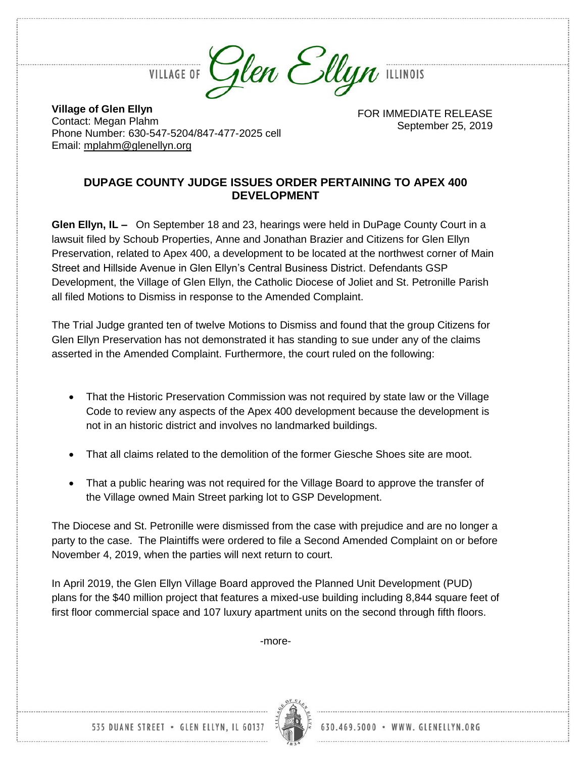VILLAGE OF *Glen Ellyn* ILLINOIS

**Village of Glen Ellyn**
Contact: Megan Plahm
Phone Number: 630-547-5204/847-477-2025 cell
Email: mplahm@glenellyn.org

FOR IMMEDIATE RELEASE
September 25, 2019

## DUPAGE COUNTY JUDGE ISSUES ORDER PERTAINING TO APEX 400 DEVELOPMENT

**Glen Ellyn, IL –** On September 18 and 23, hearings were held in DuPage County Court in a lawsuit filed by Schoub Properties, Anne and Jonathan Brazier and Citizens for Glen Ellyn Preservation, related to Apex 400, a development to be located at the northwest corner of Main Street and Hillside Avenue in Glen Ellyn's Central Business District. Defendants GSP Development, the Village of Glen Ellyn, the Catholic Diocese of Joliet and St. Petronille Parish all filed Motions to Dismiss in response to the Amended Complaint.

The Trial Judge granted ten of twelve Motions to Dismiss and found that the group Citizens for Glen Ellyn Preservation has not demonstrated it has standing to sue under any of the claims asserted in the Amended Complaint. Furthermore, the court ruled on the following:

- That the Historic Preservation Commission was not required by state law or the Village Code to review any aspects of the Apex 400 development because the development is not in an historic district and involves no landmarked buildings.
- That all claims related to the demolition of the former Giesche Shoes site are moot.
- That a public hearing was not required for the Village Board to approve the transfer of the Village owned Main Street parking lot to GSP Development.

The Diocese and St. Petronille were dismissed from the case with prejudice and are no longer a party to the case. The Plaintiffs were ordered to file a Second Amended Complaint on or before November 4, 2019, when the parties will next return to court.

In April 2019, the Glen Ellyn Village Board approved the Planned Unit Development (PUD) plans for the $40 million project that features a mixed-use building including 8,844 square feet of first floor commercial space and 107 luxury apartment units on the second through fifth floors.

-more-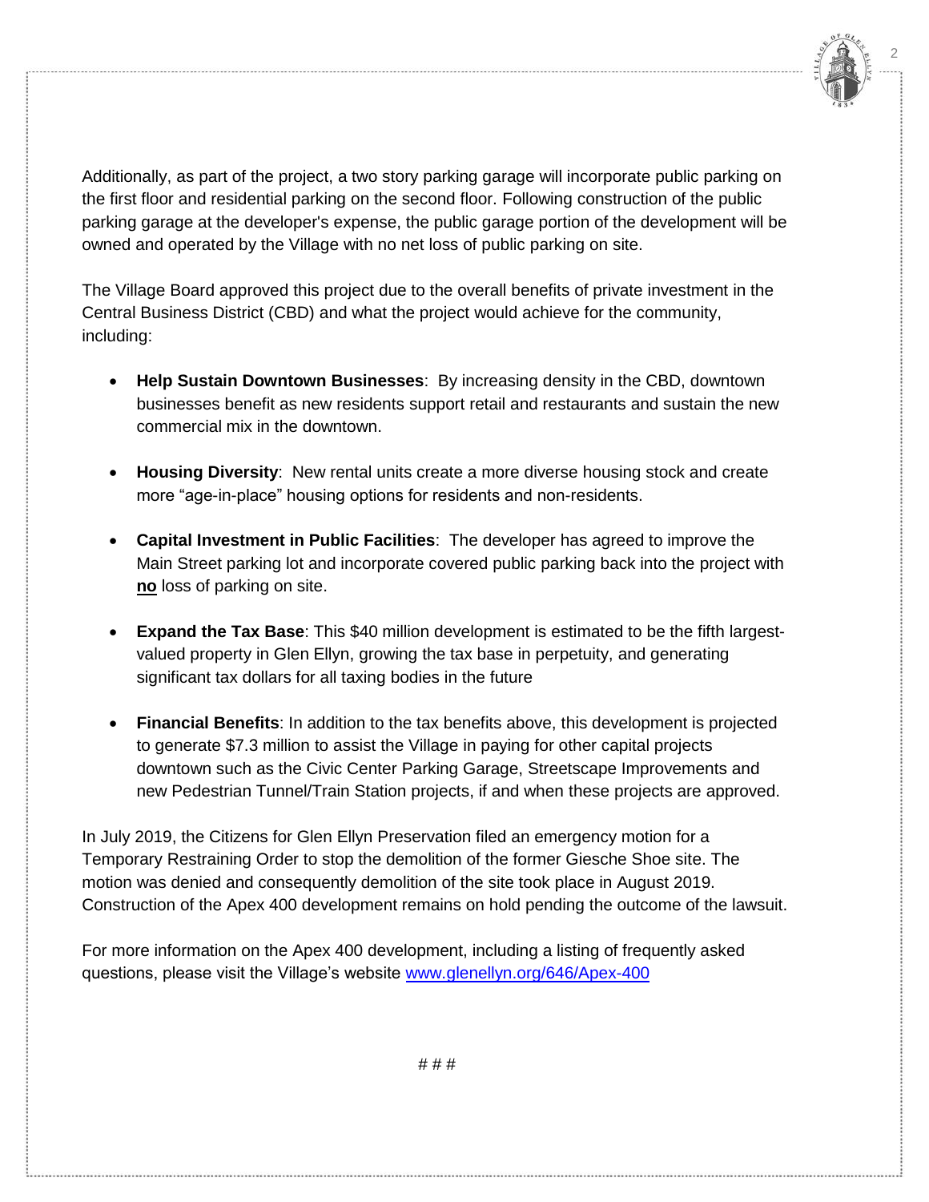Additionally, as part of the project, a two story parking garage will incorporate public parking on the first floor and residential parking on the second floor. Following construction of the public parking garage at the developer's expense, the public garage portion of the development will be owned and operated by the Village with no net loss of public parking on site.

The Village Board approved this project due to the overall benefits of private investment in the Central Business District (CBD) and what the project would achieve for the community, including:

- **Help Sustain Downtown Businesses**: By increasing density in the CBD, downtown businesses benefit as new residents support retail and restaurants and sustain the new commercial mix in the downtown.

- **Housing Diversity**: New rental units create a more diverse housing stock and create more "age-in-place" housing options for residents and non-residents.

- **Capital Investment in Public Facilities**: The developer has agreed to improve the Main Street parking lot and incorporate covered public parking back into the project with **no** loss of parking on site.

- **Expand the Tax Base**: This $40 million development is estimated to be the fifth largest-valued property in Glen Ellyn, growing the tax base in perpetuity, and generating significant tax dollars for all taxing bodies in the future

- **Financial Benefits**: In addition to the tax benefits above, this development is projected to generate $7.3 million to assist the Village in paying for other capital projects downtown such as the Civic Center Parking Garage, Streetscape Improvements and new Pedestrian Tunnel/Train Station projects, if and when these projects are approved.

In July 2019, the Citizens for Glen Ellyn Preservation filed an emergency motion for a Temporary Restraining Order to stop the demolition of the former Giesche Shoe site. The motion was denied and consequently demolition of the site took place in August 2019. Construction of the Apex 400 development remains on hold pending the outcome of the lawsuit.

For more information on the Apex 400 development, including a listing of frequently asked questions, please visit the Village's website www.glenellyn.org/646/Apex-400

# # #